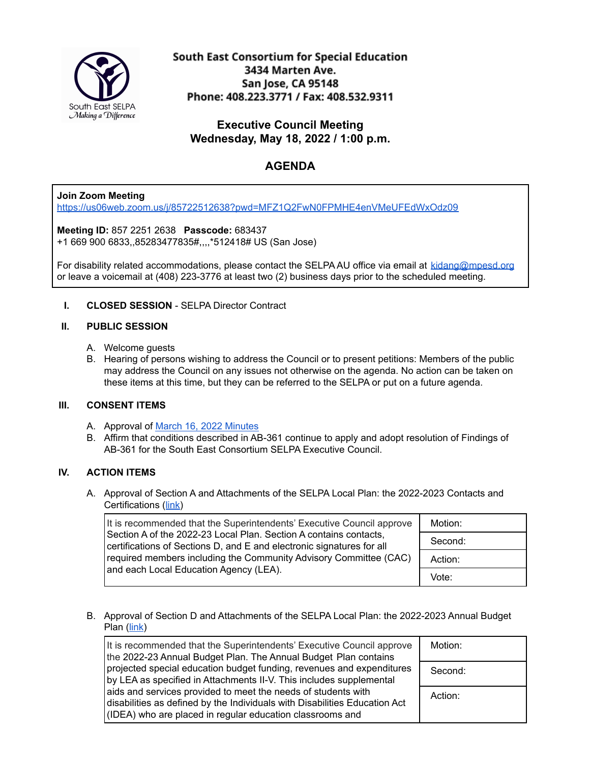South East SELPA
*Making a Difference*

**South East Consortium for Special Education**
**3434 Marten Ave.**
**San Jose, CA 95148**
**Phone: 408.223.3771 / Fax: 408.532.9311**

## Executive Council Meeting
## Wednesday, May 18, 2022 / 1:00 p.m.

# AGENDA

**Join Zoom Meeting**
https://us06web.zoom.us/j/85722512638?pwd=MFZ1Q2FwN0FPMHE4enVMeUFEdWxOdz09

**Meeting ID:** 857 2251 2638 **Passcode:** 683437
+1 669 900 6833,,85283477835#,,,,*512418# US (San Jose)

For disability related accommodations, please contact the SELPA AU office via email at kidang@mpesd.org or leave a voicemail at (408) 223-3776 at least two (2) business days prior to the scheduled meeting.

**I. CLOSED SESSION** - SELPA Director Contract

**II. PUBLIC SESSION**

A. Welcome guests
B. Hearing of persons wishing to address the Council or to present petitions: Members of the public may address the Council on any issues not otherwise on the agenda. No action can be taken on these items at this time, but they can be referred to the SELPA or put on a future agenda.

**III. CONSENT ITEMS**

A. Approval of March 16, 2022 Minutes
B. Affirm that conditions described in AB-361 continue to apply and adopt resolution of Findings of AB-361 for the South East Consortium SELPA Executive Council.

**IV. ACTION ITEMS**

A. Approval of Section A and Attachments of the SELPA Local Plan: the 2022-2023 Contacts and Certifications (link)

| It is recommended that the Superintendents' Executive Council approve Section A of the 2022-23 Local Plan. Section A contains contacts, certifications of Sections D, and E and electronic signatures for all required members including the Community Advisory Committee (CAC) and each Local Education Agency (LEA). | Motion: |
|---|---|
| | Second: |
| | Action: |
| | Vote: |

B. Approval of Section D and Attachments of the SELPA Local Plan: the 2022-2023 Annual Budget Plan (link)

| It is recommended that the Superintendents' Executive Council approve the 2022-23 Annual Budget Plan. The Annual Budget Plan contains projected special education budget funding, revenues and expenditures by LEA as specified in Attachments II-V. This includes supplemental aids and services provided to meet the needs of students with disabilities as defined by the Individuals with Disabilities Education Act (IDEA) who are placed in regular education classrooms and | Motion: |
|---|---|
| | Second: |
| | Action: |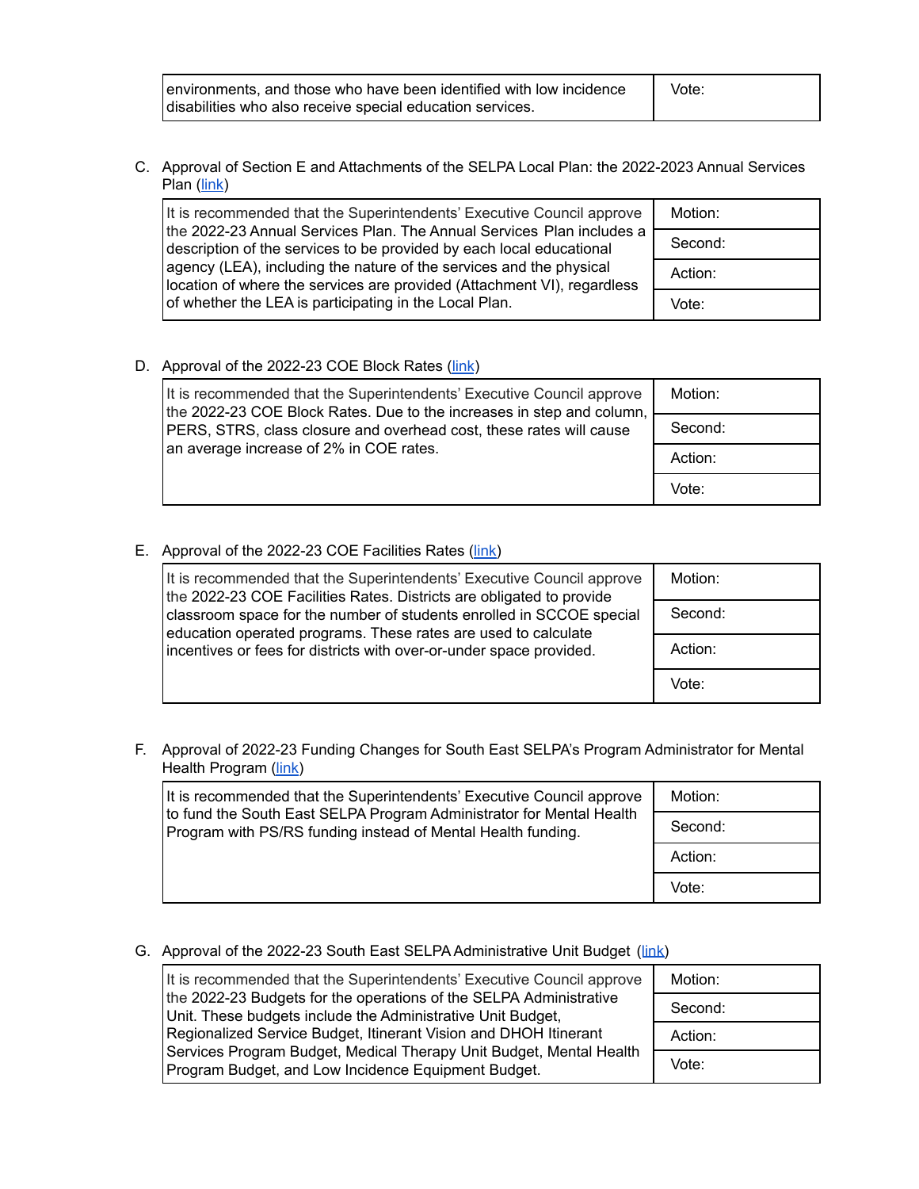| environments, and those who have been identified with low incidence disabilities who also receive special education services. | Vote: |
|---|---|

C. Approval of Section E and Attachments of the SELPA Local Plan: the 2022-2023 Annual Services Plan (link)

| It is recommended that the Superintendents' Executive Council approve the 2022-23 Annual Services Plan. The Annual Services Plan includes a description of the services to be provided by each local educational agency (LEA), including the nature of the services and the physical location of where the services are provided (Attachment VI), regardless of whether the LEA is participating in the Local Plan. | Motion: |
|---|---|
| | Second: |
| | Action: |
| | Vote: |

D. Approval of the 2022-23 COE Block Rates (link)

| It is recommended that the Superintendents' Executive Council approve the 2022-23 COE Block Rates. Due to the increases in step and column, PERS, STRS, class closure and overhead cost, these rates will cause an average increase of 2% in COE rates. | Motion: |
|---|---|
| | Second: |
| | Action: |
| | Vote: |

E. Approval of the 2022-23 COE Facilities Rates (link)

| It is recommended that the Superintendents' Executive Council approve the 2022-23 COE Facilities Rates. Districts are obligated to provide classroom space for the number of students enrolled in SCCOE special education operated programs. These rates are used to calculate incentives or fees for districts with over-or-under space provided. | Motion: |
|---|---|
| | Second: |
| | Action: |
| | Vote: |

F. Approval of 2022-23 Funding Changes for South East SELPA's Program Administrator for Mental Health Program (link)

| It is recommended that the Superintendents' Executive Council approve to fund the South East SELPA Program Administrator for Mental Health Program with PS/RS funding instead of Mental Health funding. | Motion: |
|---|---|
| | Second: |
| | Action: |
| | Vote: |

G. Approval of the 2022-23 South East SELPA Administrative Unit Budget (link)

| It is recommended that the Superintendents' Executive Council approve the 2022-23 Budgets for the operations of the SELPA Administrative Unit. These budgets include the Administrative Unit Budget, Regionalized Service Budget, Itinerant Vision and DHOH Itinerant Services Program Budget, Medical Therapy Unit Budget, Mental Health Program Budget, and Low Incidence Equipment Budget. | Motion: |
|---|---|
| | Second: |
| | Action: |
| | Vote: |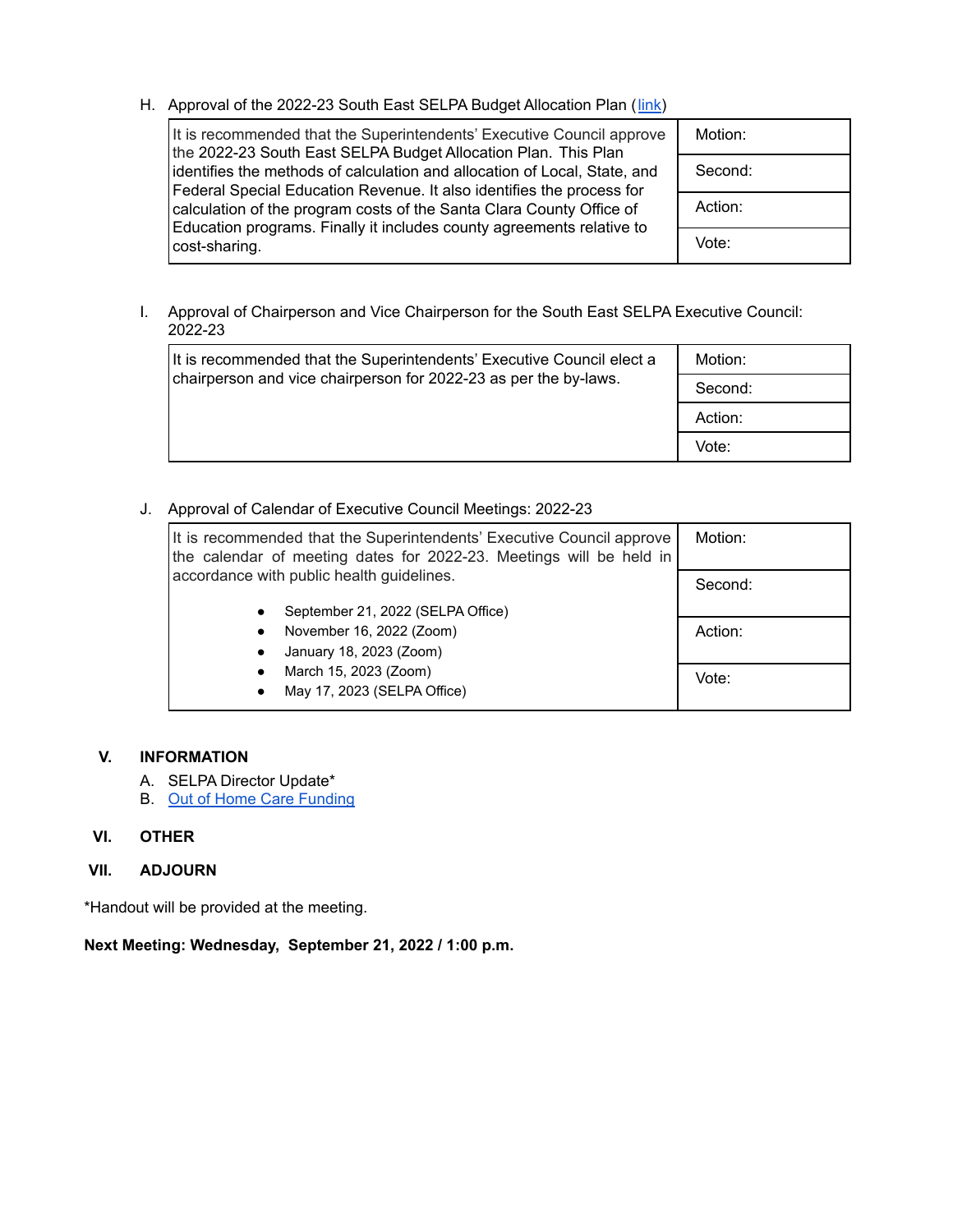H. Approval of the 2022-23 South East SELPA Budget Allocation Plan (link)

| | |
|---|---|
| It is recommended that the Superintendents' Executive Council approve the 2022-23 South East SELPA Budget Allocation Plan. This Plan identifies the methods of calculation and allocation of Local, State, and Federal Special Education Revenue. It also identifies the process for calculation of the program costs of the Santa Clara County Office of Education programs. Finally it includes county agreements relative to cost-sharing. | Motion: |
| | Second: |
| | Action: |
| | Vote: |

I. Approval of Chairperson and Vice Chairperson for the South East SELPA Executive Council: 2022-23

| | |
|---|---|
| It is recommended that the Superintendents' Executive Council elect a chairperson and vice chairperson for 2022-23 as per the by-laws. | Motion: |
| | Second: |
| | Action: |
| | Vote: |

J. Approval of Calendar of Executive Council Meetings: 2022-23

| | |
|---|---|
| It is recommended that the Superintendents' Executive Council approve the calendar of meeting dates for 2022-23. Meetings will be held in accordance with public health guidelines.<br>• September 21, 2022 (SELPA Office)<br>• November 16, 2022 (Zoom)<br>• January 18, 2023 (Zoom)<br>• March 15, 2023 (Zoom)<br>• May 17, 2023 (SELPA Office) | Motion: |
| | Second: |
| | Action: |
| | Vote: |

## V. INFORMATION

A. SELPA Director Update*
B. Out of Home Care Funding

## VI. OTHER

## VII. ADJOURN

*Handout will be provided at the meeting.

**Next Meeting: Wednesday, September 21, 2022 / 1:00 p.m.**